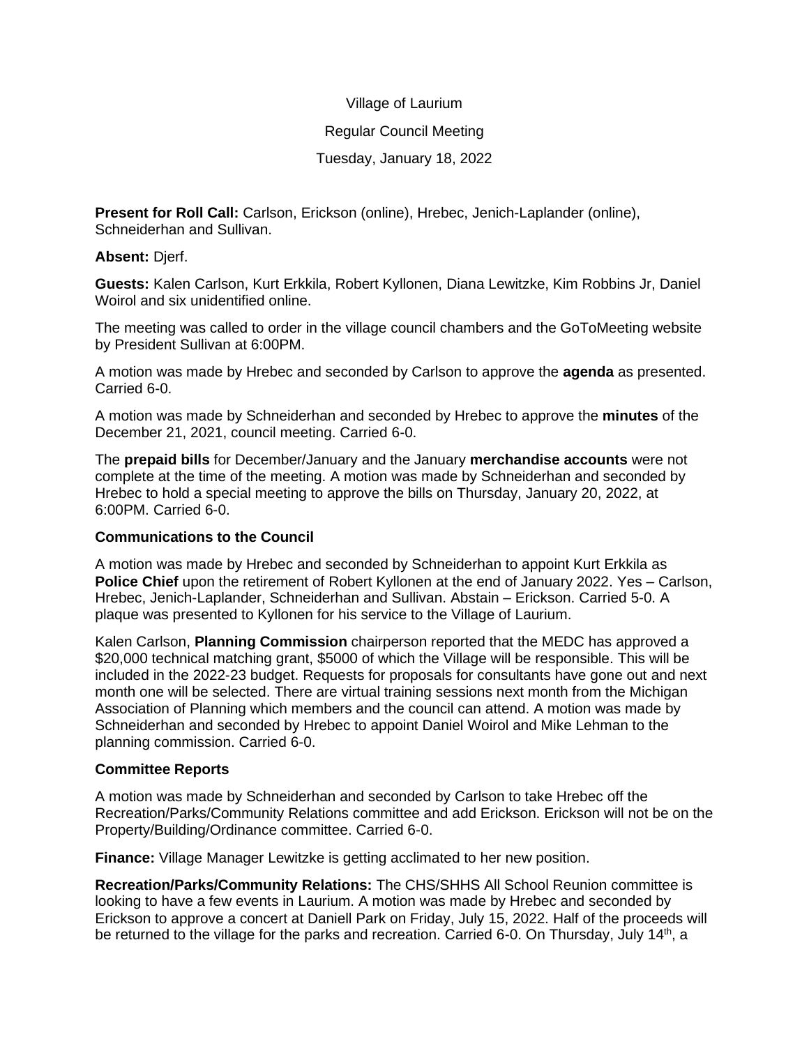Village of Laurium

Regular Council Meeting

Tuesday, January 18, 2022

**Present for Roll Call:** Carlson, Erickson (online), Hrebec, Jenich-Laplander (online), Schneiderhan and Sullivan.

**Absent:** Djerf.

**Guests:** Kalen Carlson, Kurt Erkkila, Robert Kyllonen, Diana Lewitzke, Kim Robbins Jr, Daniel Woirol and six unidentified online.

The meeting was called to order in the village council chambers and the GoToMeeting website by President Sullivan at 6:00PM.

A motion was made by Hrebec and seconded by Carlson to approve the **agenda** as presented. Carried 6-0.

A motion was made by Schneiderhan and seconded by Hrebec to approve the **minutes** of the December 21, 2021, council meeting. Carried 6-0.

The **prepaid bills** for December/January and the January **merchandise accounts** were not complete at the time of the meeting. A motion was made by Schneiderhan and seconded by Hrebec to hold a special meeting to approve the bills on Thursday, January 20, 2022, at 6:00PM. Carried 6-0.

**Communications to the Council**

A motion was made by Hrebec and seconded by Schneiderhan to appoint Kurt Erkkila as **Police Chief** upon the retirement of Robert Kyllonen at the end of January 2022. Yes – Carlson, Hrebec, Jenich-Laplander, Schneiderhan and Sullivan. Abstain – Erickson. Carried 5-0. A plaque was presented to Kyllonen for his service to the Village of Laurium.

Kalen Carlson, **Planning Commission** chairperson reported that the MEDC has approved a $20,000 technical matching grant, $5000 of which the Village will be responsible. This will be included in the 2022-23 budget. Requests for proposals for consultants have gone out and next month one will be selected. There are virtual training sessions next month from the Michigan Association of Planning which members and the council can attend. A motion was made by Schneiderhan and seconded by Hrebec to appoint Daniel Woirol and Mike Lehman to the planning commission. Carried 6-0.

**Committee Reports**

A motion was made by Schneiderhan and seconded by Carlson to take Hrebec off the Recreation/Parks/Community Relations committee and add Erickson. Erickson will not be on the Property/Building/Ordinance committee. Carried 6-0.

**Finance:** Village Manager Lewitzke is getting acclimated to her new position.

**Recreation/Parks/Community Relations:** The CHS/SHHS All School Reunion committee is looking to have a few events in Laurium. A motion was made by Hrebec and seconded by Erickson to approve a concert at Daniell Park on Friday, July 15, 2022. Half of the proceeds will be returned to the village for the parks and recreation. Carried 6-0. On Thursday, July 14th, a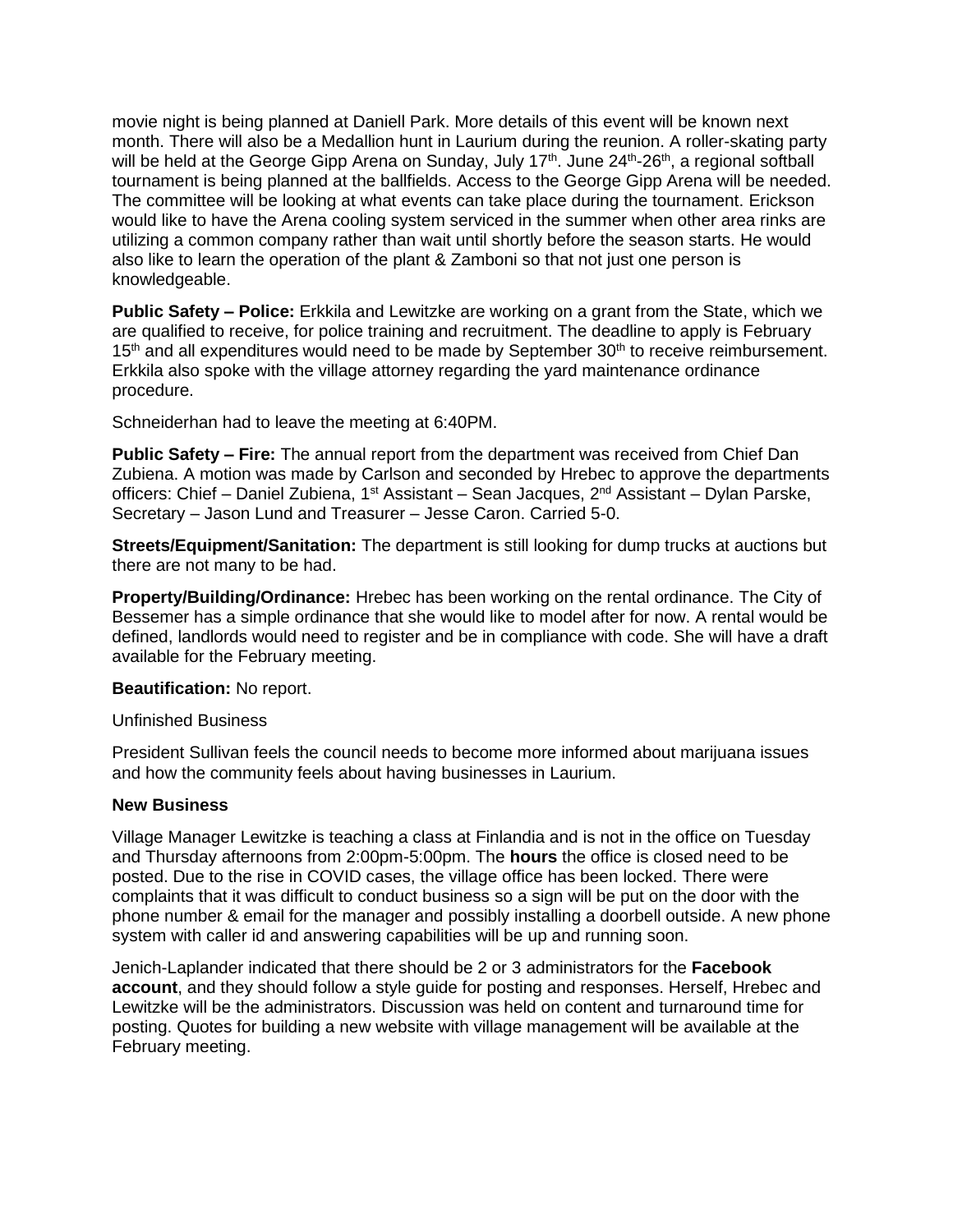movie night is being planned at Daniell Park. More details of this event will be known next month. There will also be a Medallion hunt in Laurium during the reunion. A roller-skating party will be held at the George Gipp Arena on Sunday, July 17th. June 24th-26th, a regional softball tournament is being planned at the ballfields. Access to the George Gipp Arena will be needed. The committee will be looking at what events can take place during the tournament. Erickson would like to have the Arena cooling system serviced in the summer when other area rinks are utilizing a common company rather than wait until shortly before the season starts. He would also like to learn the operation of the plant & Zamboni so that not just one person is knowledgeable.

**Public Safety – Police:** Erkkila and Lewitzke are working on a grant from the State, which we are qualified to receive, for police training and recruitment. The deadline to apply is February 15th and all expenditures would need to be made by September 30th to receive reimbursement. Erkkila also spoke with the village attorney regarding the yard maintenance ordinance procedure.

Schneiderhan had to leave the meeting at 6:40PM.

**Public Safety – Fire:** The annual report from the department was received from Chief Dan Zubiena. A motion was made by Carlson and seconded by Hrebec to approve the departments officers: Chief – Daniel Zubiena, 1st Assistant – Sean Jacques, 2nd Assistant – Dylan Parske, Secretary – Jason Lund and Treasurer – Jesse Caron. Carried 5-0.

**Streets/Equipment/Sanitation:** The department is still looking for dump trucks at auctions but there are not many to be had.

**Property/Building/Ordinance:** Hrebec has been working on the rental ordinance. The City of Bessemer has a simple ordinance that she would like to model after for now. A rental would be defined, landlords would need to register and be in compliance with code. She will have a draft available for the February meeting.

**Beautification:** No report.

Unfinished Business

President Sullivan feels the council needs to become more informed about marijuana issues and how the community feels about having businesses in Laurium.

**New Business**

Village Manager Lewitzke is teaching a class at Finlandia and is not in the office on Tuesday and Thursday afternoons from 2:00pm-5:00pm. The **hours** the office is closed need to be posted. Due to the rise in COVID cases, the village office has been locked. There were complaints that it was difficult to conduct business so a sign will be put on the door with the phone number & email for the manager and possibly installing a doorbell outside. A new phone system with caller id and answering capabilities will be up and running soon.

Jenich-Laplander indicated that there should be 2 or 3 administrators for the **Facebook account**, and they should follow a style guide for posting and responses. Herself, Hrebec and Lewitzke will be the administrators. Discussion was held on content and turnaround time for posting. Quotes for building a new website with village management will be available at the February meeting.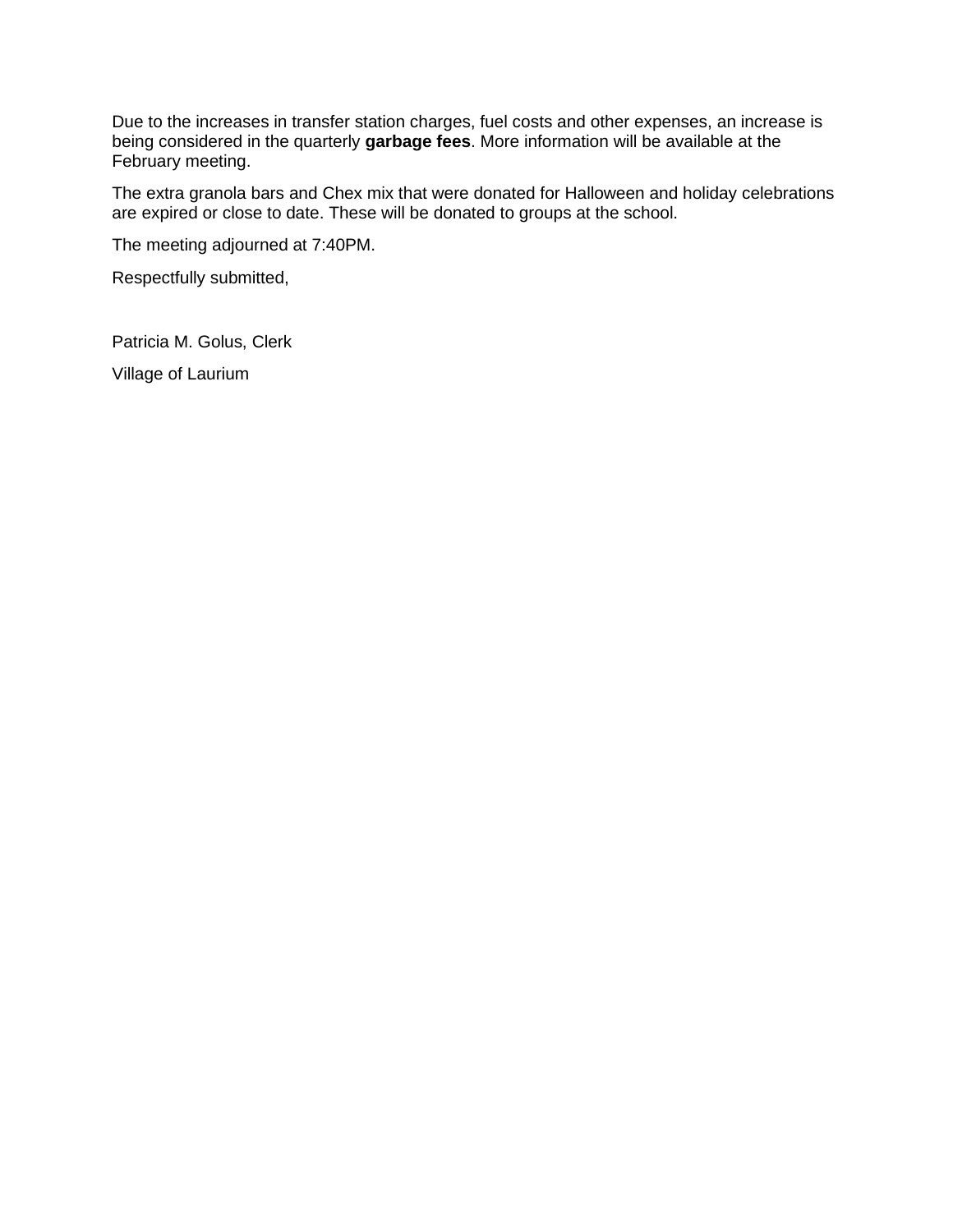Due to the increases in transfer station charges, fuel costs and other expenses, an increase is being considered in the quarterly **garbage fees**. More information will be available at the February meeting.

The extra granola bars and Chex mix that were donated for Halloween and holiday celebrations are expired or close to date. These will be donated to groups at the school.

The meeting adjourned at 7:40PM.

Respectfully submitted,

Patricia M. Golus, Clerk

Village of Laurium